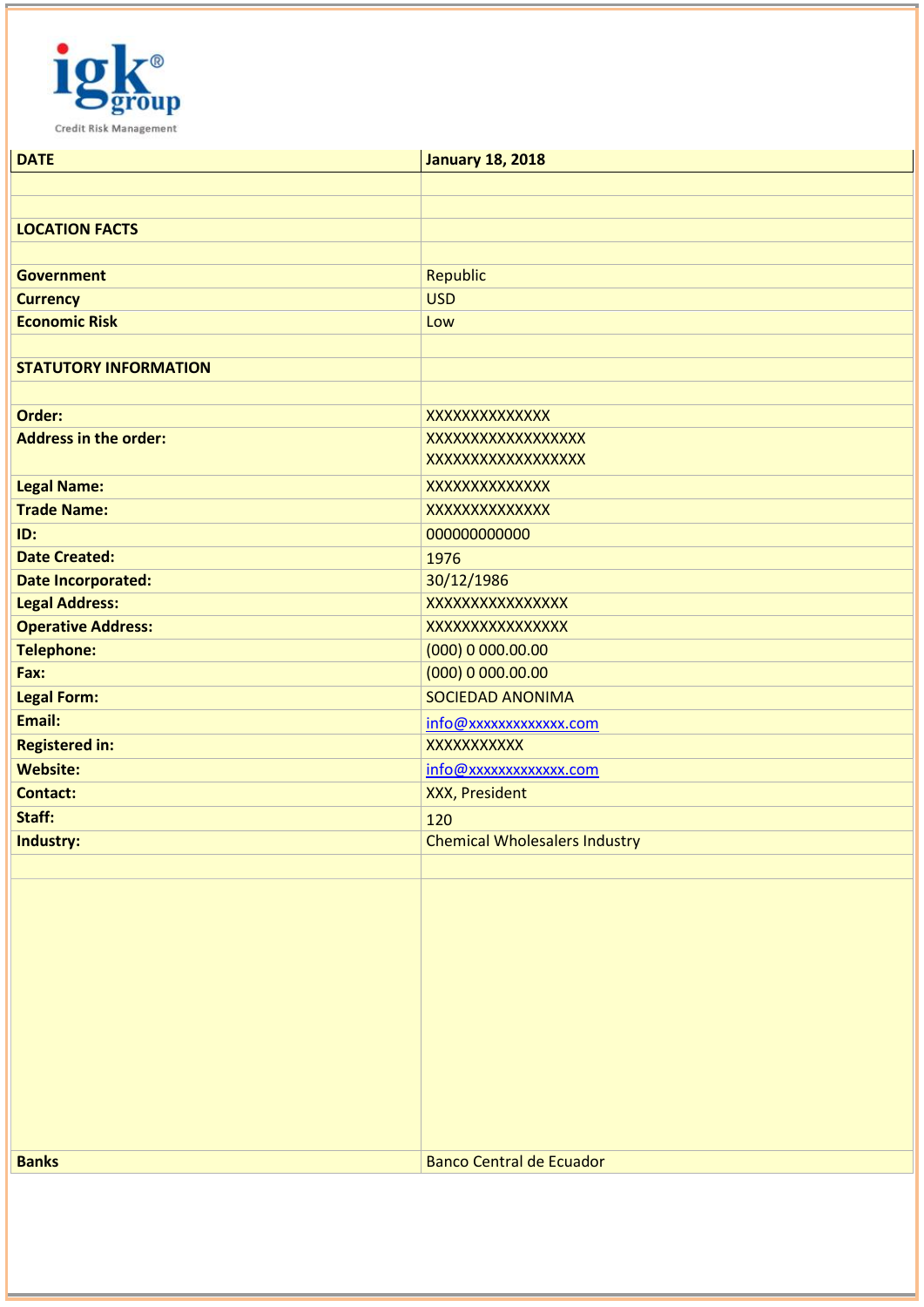igk® group
Credit Risk Management

| DATE | January 18, 2018 |
|---|---|
| | |
| | |
| **LOCATION FACTS** | |
| | |
| **Government** | Republic |
| **Currency** | USD |
| **Economic Risk** | Low |
| | |
| **STATUTORY INFORMATION** | |
| | |
| **Order:** | XXXXXXXXXXXXXX |
| **Address in the order:** | XXXXXXXXXXXXXXXXXX XXXXXXXXXXXXXXXXXX |
| **Legal Name:** | XXXXXXXXXXXXXX |
| **Trade Name:** | XXXXXXXXXXXXXX |
| **ID:** | 000000000000 |
| **Date Created:** | 1976 |
| **Date Incorporated:** | 30/12/1986 |
| **Legal Address:** | XXXXXXXXXXXXXXXX |
| **Operative Address:** | XXXXXXXXXXXXXXXX |
| **Telephone:** | (000) 0 000.00.00 |
| **Fax:** | (000) 0 000.00.00 |
| **Legal Form:** | SOCIEDAD ANONIMA |
| **Email:** | info@xxxxxxxxxxxxx.com |
| **Registered in:** | XXXXXXXXXXX |
| **Website:** | info@xxxxxxxxxxxxx.com |
| **Contact:** | XXX, President |
| **Staff:** | 120 |
| **Industry:** | Chemical Wholesalers Industry |
| | |
| | |
| **Banks** | Banco Central de Ecuador |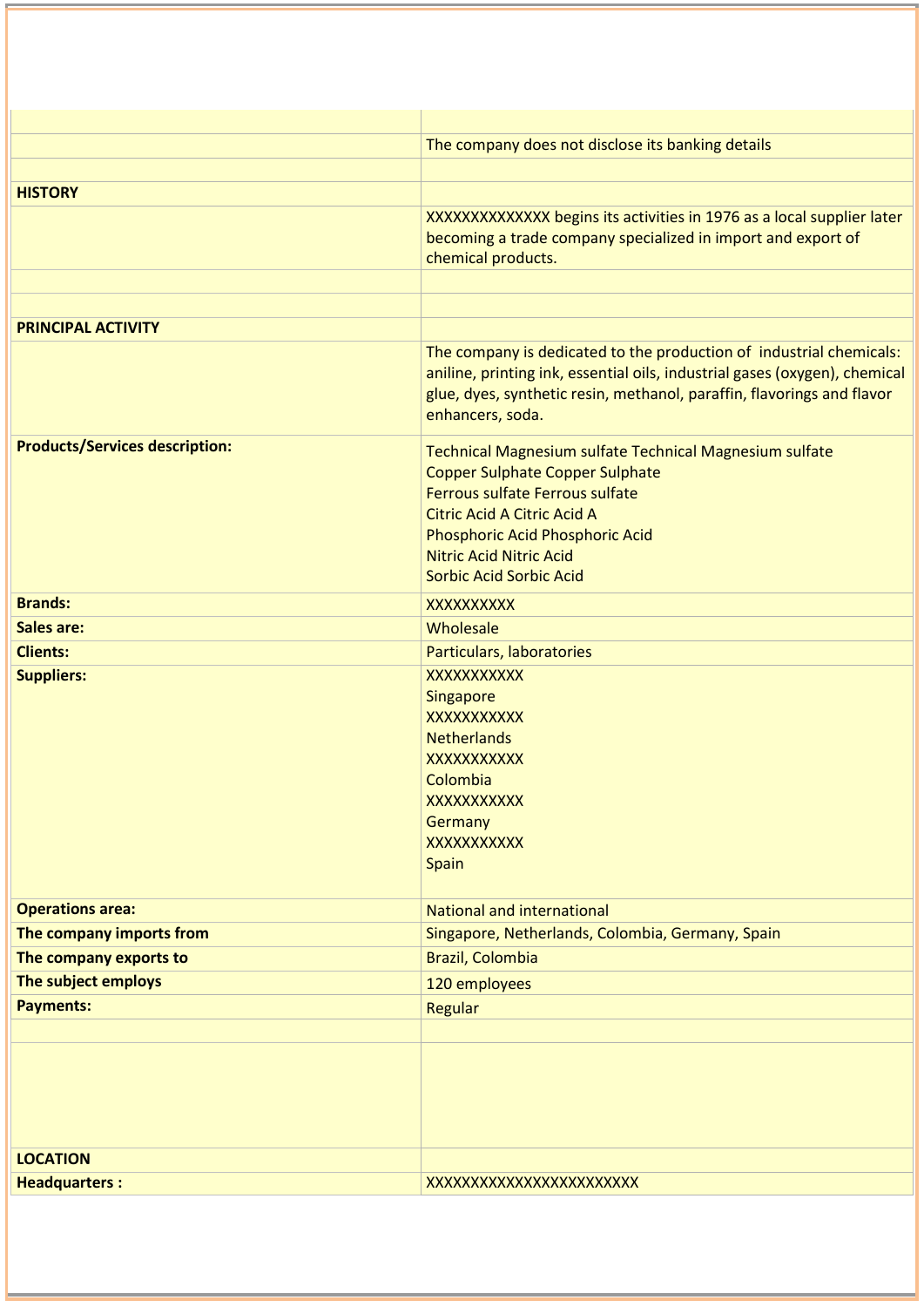| | |
|---|---|
| | |
| | The company does not disclose its banking details |
| | |
| **HISTORY** | |
| | XXXXXXXXXXXXXX begins its activities in 1976 as a local supplier later becoming a trade company specialized in import and export of chemical products. |
| | |
| | |
| **PRINCIPAL ACTIVITY** | |
| | The company is dedicated to the production of industrial chemicals: aniline, printing ink, essential oils, industrial gases (oxygen), chemical glue, dyes, synthetic resin, methanol, paraffin, flavorings and flavor enhancers, soda. |
| **Products/Services description:** | Technical Magnesium sulfate Technical Magnesium sulfate<br>Copper Sulphate Copper Sulphate<br>Ferrous sulfate Ferrous sulfate<br>Citric Acid A Citric Acid A<br>Phosphoric Acid Phosphoric Acid<br>Nitric Acid Nitric Acid<br>Sorbic Acid Sorbic Acid |
| **Brands:** | XXXXXXXXXX |
| **Sales are:** | Wholesale |
| **Clients:** | Particulars, laboratories |
| **Suppliers:** | XXXXXXXXXXX<br>Singapore<br>XXXXXXXXXXX<br>Netherlands<br>XXXXXXXXXXX<br>Colombia<br>XXXXXXXXXXX<br>Germany<br>XXXXXXXXXXX<br>Spain |
| **Operations area:** | National and international |
| **The company imports from** | Singapore, Netherlands, Colombia, Germany, Spain |
| **The company exports to** | Brazil, Colombia |
| **The subject employs** | 120 employees |
| **Payments:** | Regular |
| | |
| | |
| **LOCATION** | |
| **Headquarters :** | XXXXXXXXXXXXXXXXXXXXXXXX |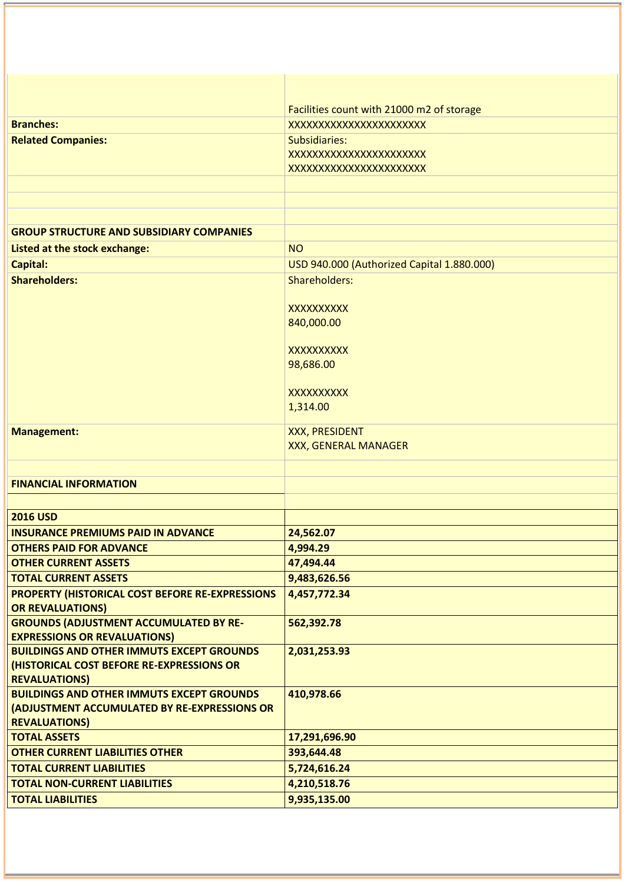| | |
|---|---|
| | Facilities count with 21000 m2 of storage |
| **Branches:** | XXXXXXXXXXXXXXXXXXXXXX |
| **Related Companies:** | Subsidiaries:<br>XXXXXXXXXXXXXXXXXXXXXX<br>XXXXXXXXXXXXXXXXXXXXXX |
| | |
| | |
| | |
| **GROUP STRUCTURE AND SUBSIDIARY COMPANIES** | |
| **Listed at the stock exchange:** | NO |
| **Capital:** | USD 940.000 (Authorized Capital 1.880.000) |
| **Shareholders:** | Shareholders:<br><br>XXXXXXXXXX<br>840,000.00<br><br>XXXXXXXXXX<br>98,686.00<br><br>XXXXXXXXXX<br>1,314.00 |
| **Management:** | XXX, PRESIDENT<br>XXX, GENERAL MANAGER |
| | |
| **FINANCIAL INFORMATION** | |
| | |

| **2016 USD** | |
|---|---|
| **INSURANCE PREMIUMS PAID IN ADVANCE** | **24,562.07** |
| **OTHERS PAID FOR ADVANCE** | **4,994.29** |
| **OTHER CURRENT ASSETS** | **47,494.44** |
| **TOTAL CURRENT ASSETS** | **9,483,626.56** |
| **PROPERTY (HISTORICAL COST BEFORE RE-EXPRESSIONS OR REVALUATIONS)** | **4,457,772.34** |
| **GROUNDS (ADJUSTMENT ACCUMULATED BY RE-EXPRESSIONS OR REVALUATIONS)** | **562,392.78** |
| **BUILDINGS AND OTHER IMMUTS EXCEPT GROUNDS (HISTORICAL COST BEFORE RE-EXPRESSIONS OR REVALUATIONS)** | **2,031,253.93** |
| **BUILDINGS AND OTHER IMMUTS EXCEPT GROUNDS (ADJUSTMENT ACCUMULATED BY RE-EXPRESSIONS OR REVALUATIONS)** | **410,978.66** |
| **TOTAL ASSETS** | **17,291,696.90** |
| **OTHER CURRENT LIABILITIES OTHER** | **393,644.48** |
| **TOTAL CURRENT LIABILITIES** | **5,724,616.24** |
| **TOTAL NON-CURRENT LIABILITIES** | **4,210,518.76** |
| **TOTAL LIABILITIES** | **9,935,135.00** |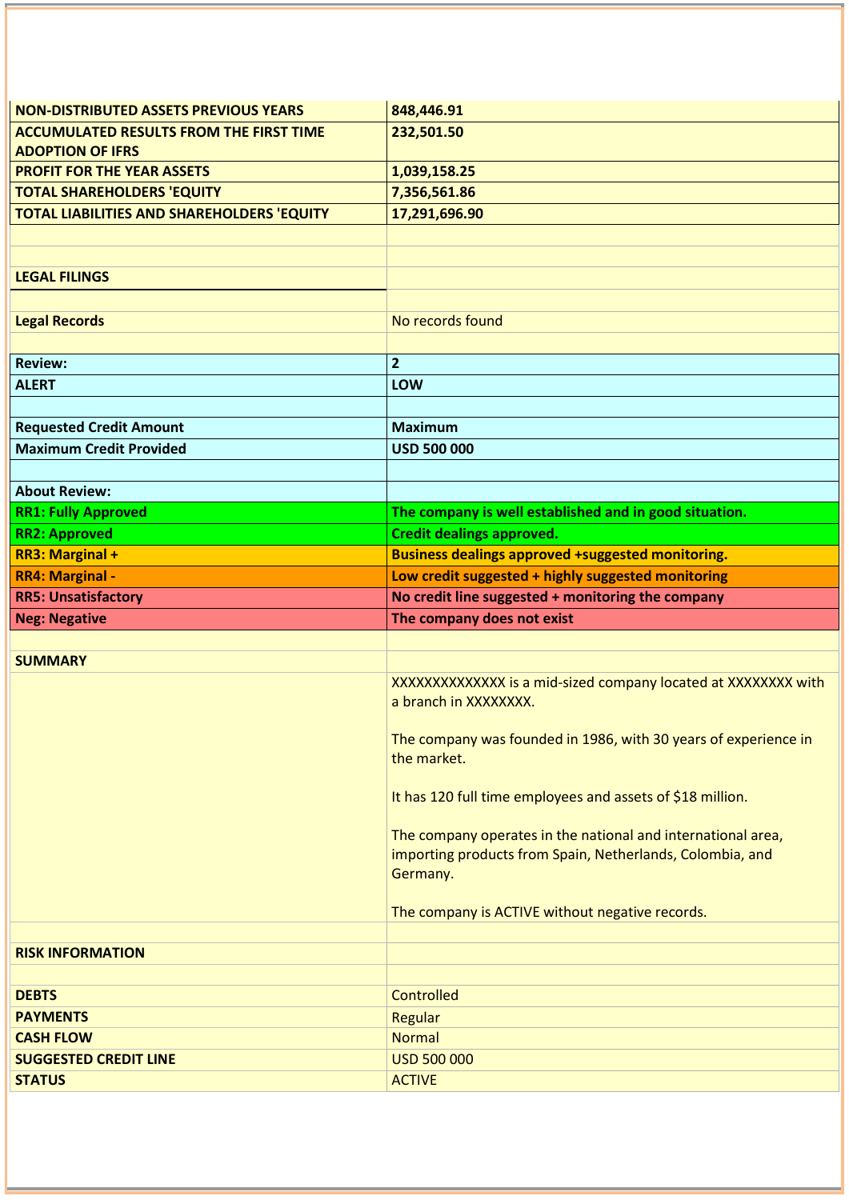| | |
|---|---|
| **NON-DISTRIBUTED ASSETS PREVIOUS YEARS** | **848,446.91** |
| **ACCUMULATED RESULTS FROM THE FIRST TIME ADOPTION OF IFRS** | **232,501.50** |
| **PROFIT FOR THE YEAR ASSETS** | **1,039,158.25** |
| **TOTAL SHAREHOLDERS 'EQUITY** | **7,356,561.86** |
| **TOTAL LIABILITIES AND SHAREHOLDERS 'EQUITY** | **17,291,696.90** |

**LEGAL FILINGS**

| | |
|---|---|
| **Legal Records** | No records found |

| | |
|---|---|
| **Review:** | **2** |
| **ALERT** | **LOW** |
| | |
| **Requested Credit Amount** | **Maximum** |
| **Maximum Credit Provided** | **USD 500 000** |
| | |
| **About Review:** | |
| **RR1: Fully Approved** | **The company is well established and in good situation.** |
| **RR2: Approved** | **Credit dealings approved.** |
| **RR3: Marginal +** | **Business dealings approved +suggested monitoring.** |
| **RR4: Marginal -** | **Low credit suggested + highly suggested monitoring** |
| **RR5: Unsatisfactory** | **No credit line suggested + monitoring the company** |
| **Neg: Negative** | **The company does not exist** |

**SUMMARY**

XXXXXXXXXXXXXX is a mid-sized company located at XXXXXXXX with a branch in XXXXXXXX.

The company was founded in 1986, with 30 years of experience in the market.

It has 120 full time employees and assets of $18 million.

The company operates in the national and international area, importing products from Spain, Netherlands, Colombia, and Germany.

The company is ACTIVE without negative records.

**RISK INFORMATION**

| | |
|---|---|
| **DEBTS** | Controlled |
| **PAYMENTS** | Regular |
| **CASH FLOW** | Normal |
| **SUGGESTED CREDIT LINE** | USD 500 000 |
| **STATUS** | ACTIVE |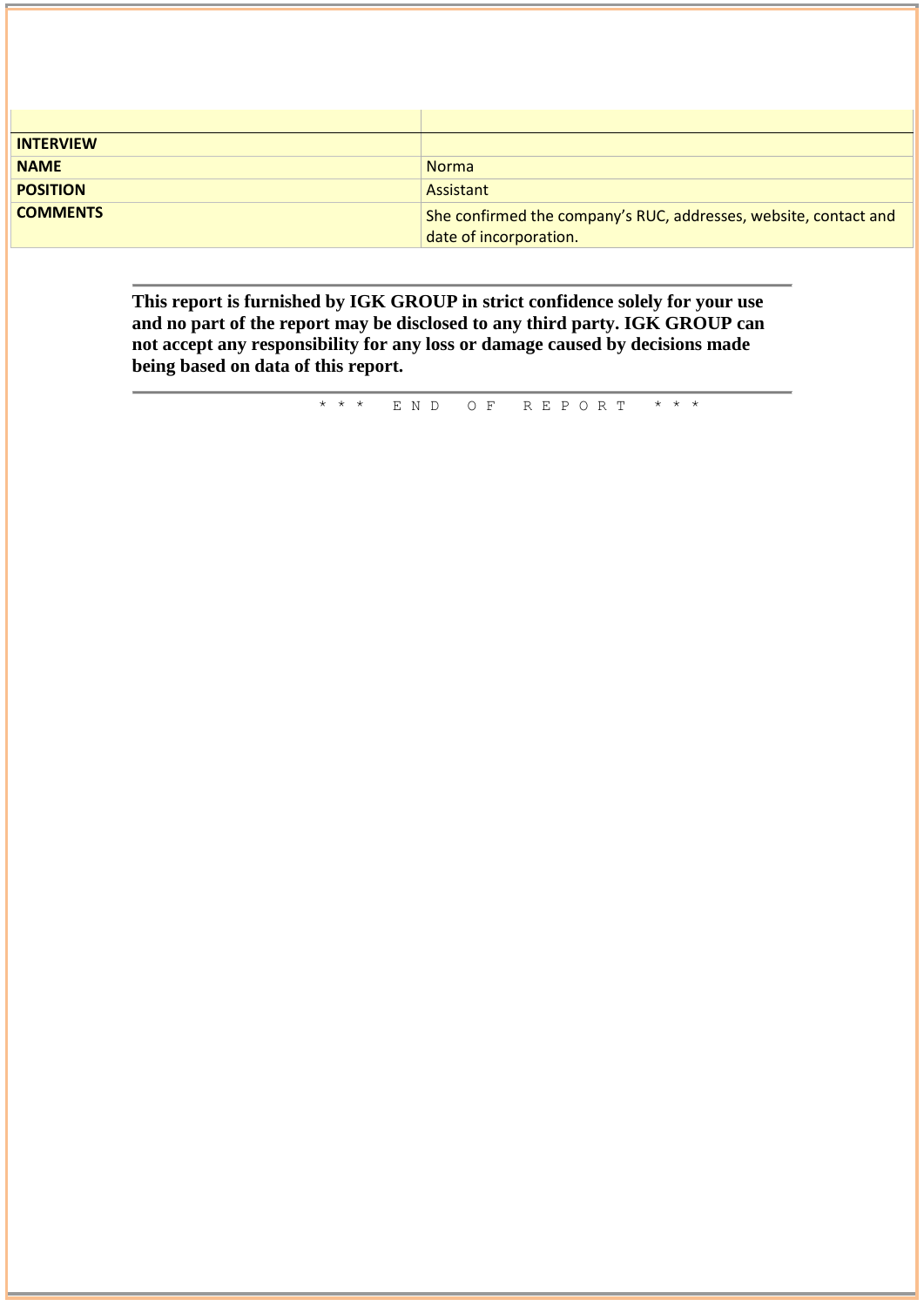| | |
|---|---|
| **INTERVIEW** | |
| **NAME** | Norma |
| **POSITION** | Assistant |
| **COMMENTS** | She confirmed the company's RUC, addresses, website, contact and date of incorporation. |

---

**This report is furnished by IGK GROUP in strict confidence solely for your use and no part of the report may be disclosed to any third party. IGK GROUP can not accept any responsibility for any loss or damage caused by decisions made being based on data of this report.**

---

\* \* \* END OF REPORT \* \* \*